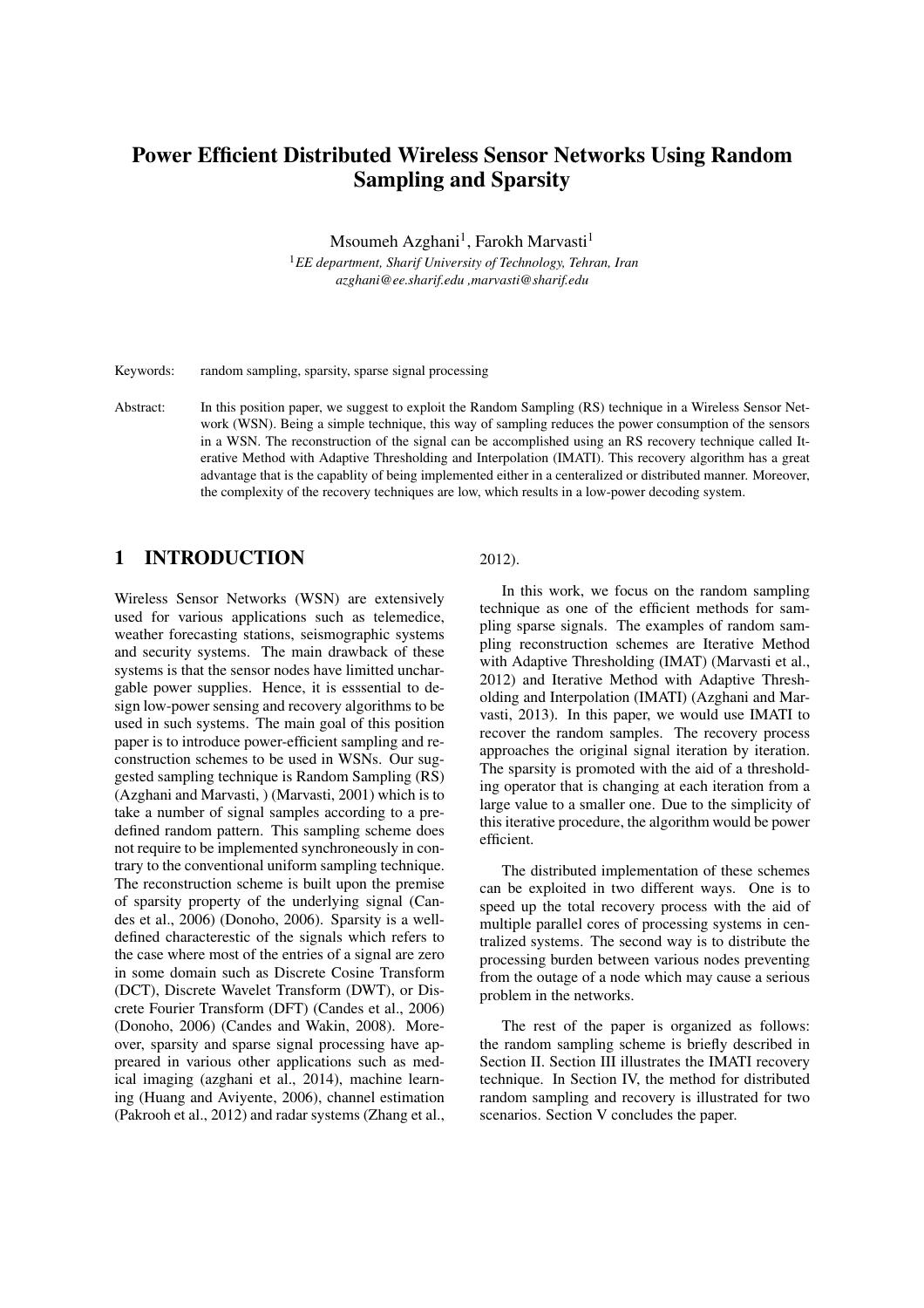# Power Efficient Distributed Wireless Sensor Networks Using Random Sampling and Sparsity

Msoumeh Azghani[1], Farokh Marvasti[1]

[1]*EE department, Sharif University of Technology, Tehran, Iran*
*azghani@ee.sharif.edu ,marvasti@sharif.edu*

Keywords: random sampling, sparsity, sparse signal processing

Abstract: In this position paper, we suggest to exploit the Random Sampling (RS) technique in a Wireless Sensor Network (WSN). Being a simple technique, this way of sampling reduces the power consumption of the sensors in a WSN. The reconstruction of the signal can be accomplished using an RS recovery technique called Iterative Method with Adaptive Thresholding and Interpolation (IMATI). This recovery algorithm has a great advantage that is the capablity of being implemented either in a centeralized or distributed manner. Moreover, the complexity of the recovery techniques are low, which results in a low-power decoding system.

## 1 INTRODUCTION

Wireless Sensor Networks (WSN) are extensively used for various applications such as telemedice, weather forecasting stations, seismographic systems and security systems. The main drawback of these systems is that the sensor nodes have limitted unchargable power supplies. Hence, it is esssential to design low-power sensing and recovery algorithms to be used in such systems. The main goal of this position paper is to introduce power-efficient sampling and reconstruction schemes to be used in WSNs. Our suggested sampling technique is Random Sampling (RS) (Azghani and Marvasti, ) (Marvasti, 2001) which is to take a number of signal samples according to a predefined random pattern. This sampling scheme does not require to be implemented synchroneously in contrary to the conventional uniform sampling technique. The reconstruction scheme is built upon the premise of sparsity property of the underlying signal (Candes et al., 2006) (Donoho, 2006). Sparsity is a well-defined characterestic of the signals which refers to the case where most of the entries of a signal are zero in some domain such as Discrete Cosine Transform (DCT), Discrete Wavelet Transform (DWT), or Discrete Fourier Transform (DFT) (Candes et al., 2006) (Donoho, 2006) (Candes and Wakin, 2008). Moreover, sparsity and sparse signal processing have appreared in various other applications such as medical imaging (azghani et al., 2014), machine learning (Huang and Aviyente, 2006), channel estimation (Pakrooh et al., 2012) and radar systems (Zhang et al., 2012).

In this work, we focus on the random sampling technique as one of the efficient methods for sampling sparse signals. The examples of random sampling reconstruction schemes are Iterative Method with Adaptive Thresholding (IMAT) (Marvasti et al., 2012) and Iterative Method with Adaptive Thresholding and Interpolation (IMATI) (Azghani and Marvasti, 2013). In this paper, we would use IMATI to recover the random samples. The recovery process approaches the original signal iteration by iteration. The sparsity is promoted with the aid of a thresholding operator that is changing at each iteration from a large value to a smaller one. Due to the simplicity of this iterative procedure, the algorithm would be power efficient.

The distributed implementation of these schemes can be exploited in two different ways. One is to speed up the total recovery process with the aid of multiple parallel cores of processing systems in centralized systems. The second way is to distribute the processing burden between various nodes preventing from the outage of a node which may cause a serious problem in the networks.

The rest of the paper is organized as follows: the random sampling scheme is briefly described in Section II. Section III illustrates the IMATI recovery technique. In Section IV, the method for distributed random sampling and recovery is illustrated for two scenarios. Section V concludes the paper.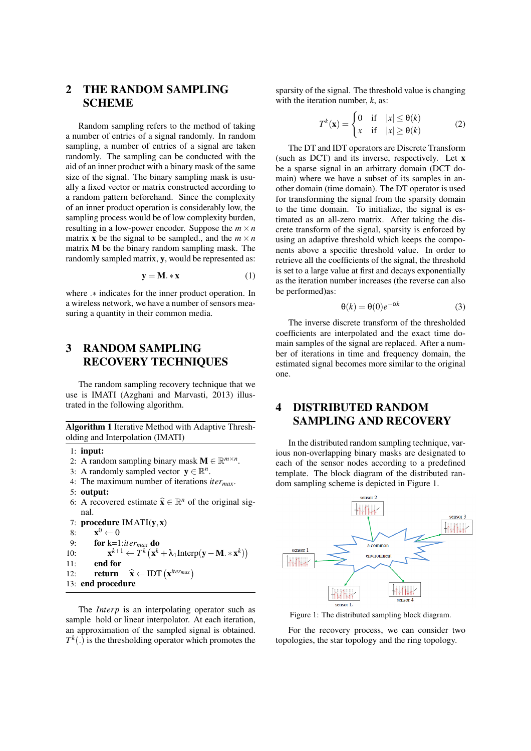## 2 THE RANDOM SAMPLING SCHEME

Random sampling refers to the method of taking a number of entries of a signal randomly. In random sampling, a number of entries of a signal are taken randomly. The sampling can be conducted with the aid of an inner product with a binary mask of the same size of the signal. The binary sampling mask is usually a fixed vector or matrix constructed according to a random pattern beforehand. Since the complexity of an inner product operation is considerably low, the sampling process would be of low complexity burden, resulting in a low-power encoder. Suppose the $m \times n$ matrix $\mathbf{x}$ be the signal to be sampled., and the $m \times n$ matrix $\mathbf{M}$ be the binary random sampling mask. The randomly sampled matrix, $\mathbf{y}$, would be represented as:

$$\mathbf{y} = \mathbf{M}. * \mathbf{x} \tag{1}$$

where $.*$ indicates for the inner product operation. In a wireless network, we have a number of sensors measuring a quantity in their common media.

## 3 RANDOM SAMPLING RECOVERY TECHNIQUES

The random sampling recovery technique that we use is IMATI (Azghani and Marvasti, 2013) illustrated in the following algorithm.

**Algorithm 1** Iterative Method with Adaptive Thresholding and Interpolation (IMATI)

1: **input:**
2: A random sampling binary mask $\mathbf{M} \in \mathbb{R}^{m \times n}$.
3: A randomly sampled vector $\mathbf{y} \in \mathbb{R}^{n}$.
4: The maximum number of iterations $iter_{max}$.
5: **output:**
6: A recovered estimate $\widehat{\mathbf{x}} \in \mathbb{R}^{n}$ of the original signal.
7: **procedure** IMATI($\mathbf{y}, \mathbf{x}$)
8: $\quad \mathbf{x}^0 \leftarrow 0$
9: $\quad$ **for** k=1:$iter_{max}$ **do**
10: $\quad\quad \mathbf{x}^{k+1} \leftarrow T^k \left(\mathbf{x}^k + \lambda_1 \text{Interp}(\mathbf{y} - \mathbf{M}. * \mathbf{x}^k)\right)$
11: $\quad$ **end for**
12: $\quad$ **return** $\widehat{\mathbf{x}} \leftarrow \text{IDT}\left(\mathbf{x}^{iter_{max}}\right)$
13: **end procedure**

The *Interp* is an interpolating operator such as sample hold or linear interpolator. At each iteration, an approximation of the sampled signal is obtained. $T^k(.)$ is the thresholding operator which promotes the sparsity of the signal. The threshold value is changing with the iteration number, $k$, as:

$$T^k(\mathbf{x}) = \begin{cases} 0 & \text{if} \quad |x| \leq \theta(k) \\ x & \text{if} \quad |x| \geq \theta(k) \end{cases} \tag{2}$$

The DT and IDT operators are Discrete Transform (such as DCT) and its inverse, respectively. Let $\mathbf{x}$ be a sparse signal in an arbitrary domain (DCT domain) where we have a subset of its samples in another domain (time domain). The DT operator is used for transforming the signal from the sparsity domain to the time domain. To initialize, the signal is estimated as an all-zero matrix. After taking the discrete transform of the signal, sparsity is enforced by using an adaptive threshold which keeps the components above a specific threshold value. In order to retrieve all the coefficients of the signal, the threshold is set to a large value at first and decays exponentially as the iteration number increases (the reverse can also be performed)as:

$$\theta(k) = \theta(0)e^{-\alpha k} \tag{3}$$

The inverse discrete transform of the thresholded coefficients are interpolated and the exact time domain samples of the signal are replaced. After a number of iterations in time and frequency domain, the estimated signal becomes more similar to the original one.

## 4 DISTRIBUTED RANDOM SAMPLING AND RECOVERY

In the distributed random sampling technique, various non-overlapping binary masks are designated to each of the sensor nodes according to a predefined template. The block diagram of the distributed random sampling scheme is depicted in Figure 1.

Figure 1: The distributed sampling block diagram.

For the recovery process, we can consider two topologies, the star topology and the ring topology.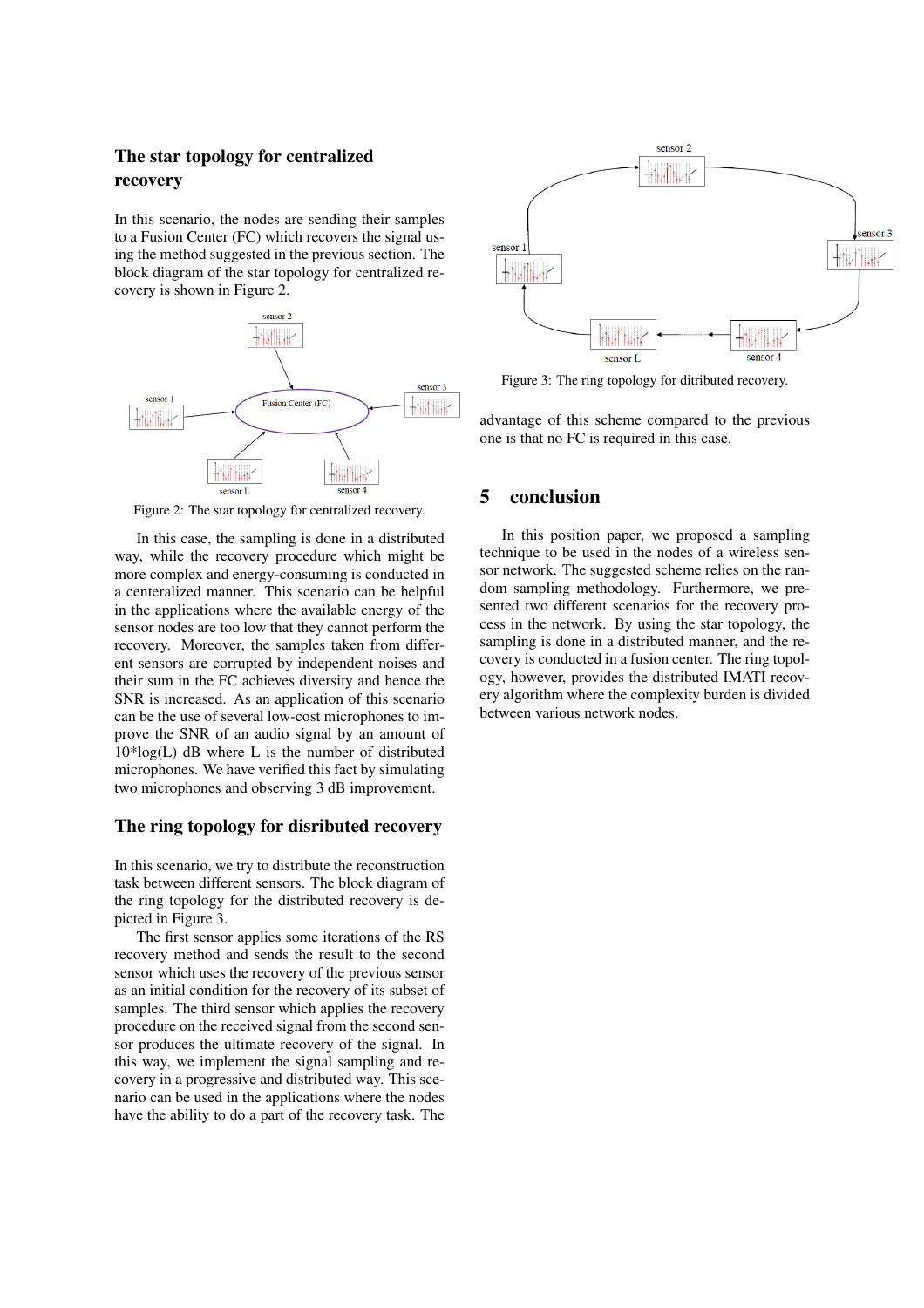### The star topology for centralized recovery

In this scenario, the nodes are sending their samples to a Fusion Center (FC) which recovers the signal using the method suggested in the previous section. The block diagram of the star topology for centralized recovery is shown in Figure 2.

Figure 2: The star topology for centralized recovery.

In this case, the sampling is done in a distributed way, while the recovery procedure which might be more complex and energy-consuming is conducted in a centeralized manner. This scenario can be helpful in the applications where the available energy of the sensor nodes are too low that they cannot perform the recovery. Moreover, the samples taken from different sensors are corrupted by independent noises and their sum in the FC achieves diversity and hence the SNR is increased. As an application of this scenario can be the use of several low-cost microphones to improve the SNR of an audio signal by an amount of 10*log(L) dB where L is the number of distributed microphones. We have verified this fact by simulating two microphones and observing 3 dB improvement.

### The ring topology for disributed recovery

In this scenario, we try to distribute the reconstruction task between different sensors. The block diagram of the ring topology for the distributed recovery is depicted in Figure 3.

The first sensor applies some iterations of the RS recovery method and sends the result to the second sensor which uses the recovery of the previous sensor as an initial condition for the recovery of its subset of samples. The third sensor which applies the recovery procedure on the received signal from the second sensor produces the ultimate recovery of the signal. In this way, we implement the signal sampling and recovery in a progressive and distributed way. This scenario can be used in the applications where the nodes have the ability to do a part of the recovery task. The advantage of this scheme compared to the previous one is that no FC is required in this case.

Figure 3: The ring topology for ditributed recovery.

## 5 conclusion

In this position paper, we proposed a sampling technique to be used in the nodes of a wireless sensor network. The suggested scheme relies on the random sampling methodology. Furthermore, we presented two different scenarios for the recovery process in the network. By using the star topology, the sampling is done in a distributed manner, and the recovery is conducted in a fusion center. The ring topology, however, provides the distributed IMATI recovery algorithm where the complexity burden is divided between various network nodes.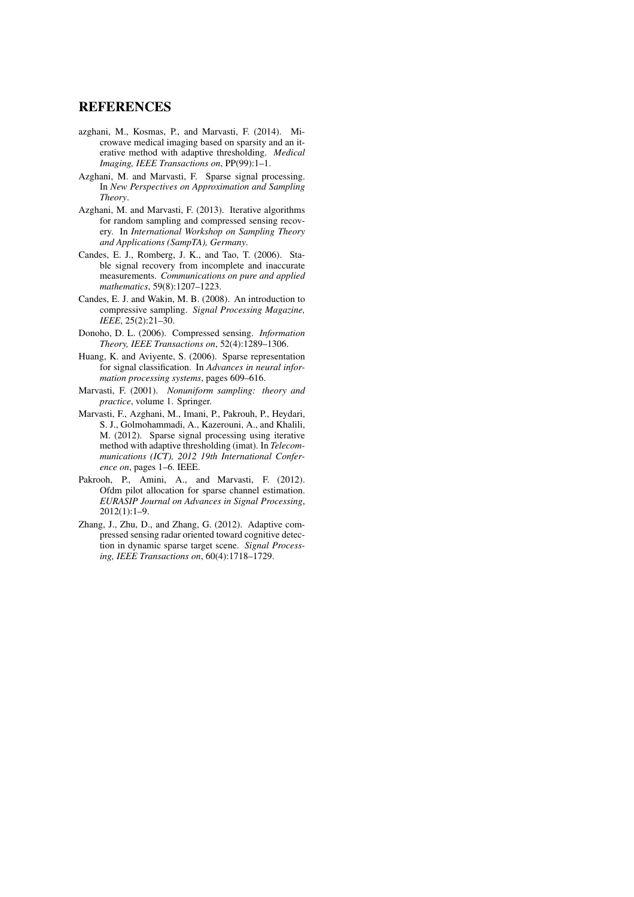# REFERENCES

azghani, M., Kosmas, P., and Marvasti, F. (2014). Microwave medical imaging based on sparsity and an iterative method with adaptive thresholding. *Medical Imaging, IEEE Transactions on*, PP(99):1–1.

Azghani, M. and Marvasti, F. Sparse signal processing. In *New Perspectives on Approximation and Sampling Theory*.

Azghani, M. and Marvasti, F. (2013). Iterative algorithms for random sampling and compressed sensing recovery. In *International Workshop on Sampling Theory and Applications (SampTA), Germany*.

Candes, E. J., Romberg, J. K., and Tao, T. (2006). Stable signal recovery from incomplete and inaccurate measurements. *Communications on pure and applied mathematics*, 59(8):1207–1223.

Candes, E. J. and Wakin, M. B. (2008). An introduction to compressive sampling. *Signal Processing Magazine, IEEE*, 25(2):21–30.

Donoho, D. L. (2006). Compressed sensing. *Information Theory, IEEE Transactions on*, 52(4):1289–1306.

Huang, K. and Aviyente, S. (2006). Sparse representation for signal classification. In *Advances in neural information processing systems*, pages 609–616.

Marvasti, F. (2001). *Nonuniform sampling: theory and practice*, volume 1. Springer.

Marvasti, F., Azghani, M., Imani, P., Pakrouh, P., Heydari, S. J., Golmohammadi, A., Kazerouni, A., and Khalili, M. (2012). Sparse signal processing using iterative method with adaptive thresholding (imat). In *Telecommunications (ICT), 2012 19th International Conference on*, pages 1–6. IEEE.

Pakrooh, P., Amini, A., and Marvasti, F. (2012). Ofdm pilot allocation for sparse channel estimation. *EURASIP Journal on Advances in Signal Processing*, 2012(1):1–9.

Zhang, J., Zhu, D., and Zhang, G. (2012). Adaptive compressed sensing radar oriented toward cognitive detection in dynamic sparse target scene. *Signal Processing, IEEE Transactions on*, 60(4):1718–1729.